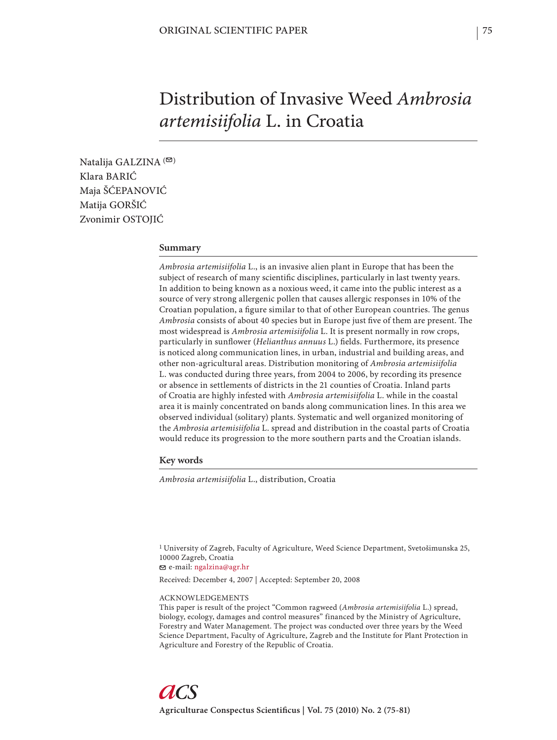ORIGINAL SCIENTIFIC PAPER

# Distribution of Invasive Weed *Ambrosia artemisiifolia* L. in Croatia

Natalija GALZINA (✉)
Klara BARIĆ
Maja ŠĆEPANOVIĆ
Matija GORŠIĆ
Zvonimir OSTOJIĆ

## Summary

*Ambrosia artemisiifolia* L., is an invasive alien plant in Europe that has been the subject of research of many scientific disciplines, particularly in last twenty years. In addition to being known as a noxious weed, it came into the public interest as a source of very strong allergenic pollen that causes allergic responses in 10% of the Croatian population, a figure similar to that of other European countries. The genus *Ambrosia* consists of about 40 species but in Europe just five of them are present. The most widespread is *Ambrosia artemisiifolia* L. It is present normally in row crops, particularly in sunflower (*Helianthus annuus* L.) fields. Furthermore, its presence is noticed along communication lines, in urban, industrial and building areas, and other non-agricultural areas. Distribution monitoring of *Ambrosia artemisiifolia* L. was conducted during three years, from 2004 to 2006, by recording its presence or absence in settlements of districts in the 21 counties of Croatia. Inland parts of Croatia are highly infested with *Ambrosia artemisiifolia* L. while in the coastal area it is mainly concentrated on bands along communication lines. In this area we observed individual (solitary) plants. Systematic and well organized monitoring of the *Ambrosia artemisiifolia* L. spread and distribution in the coastal parts of Croatia would reduce its progression to the more southern parts and the Croatian islands.

## Key words

*Ambrosia artemisiifolia* L., distribution, Croatia

[1] University of Zagreb, Faculty of Agriculture, Weed Science Department, Svetošimunska 25, 10000 Zagreb, Croatia
✉ e-mail: ngalzina@agr.hr

Received: December 4, 2007 | Accepted: September 20, 2008

ACKNOWLEDGEMENTS
This paper is result of the project "Common ragweed (*Ambrosia artemisiifolia* L.) spread, biology, ecology, damages and control measures" financed by the Ministry of Agriculture, Forestry and Water Management. The project was conducted over three years by the Weed Science Department, Faculty of Agriculture, Zagreb and the Institute for Plant Protection in Agriculture and Forestry of the Republic of Croatia.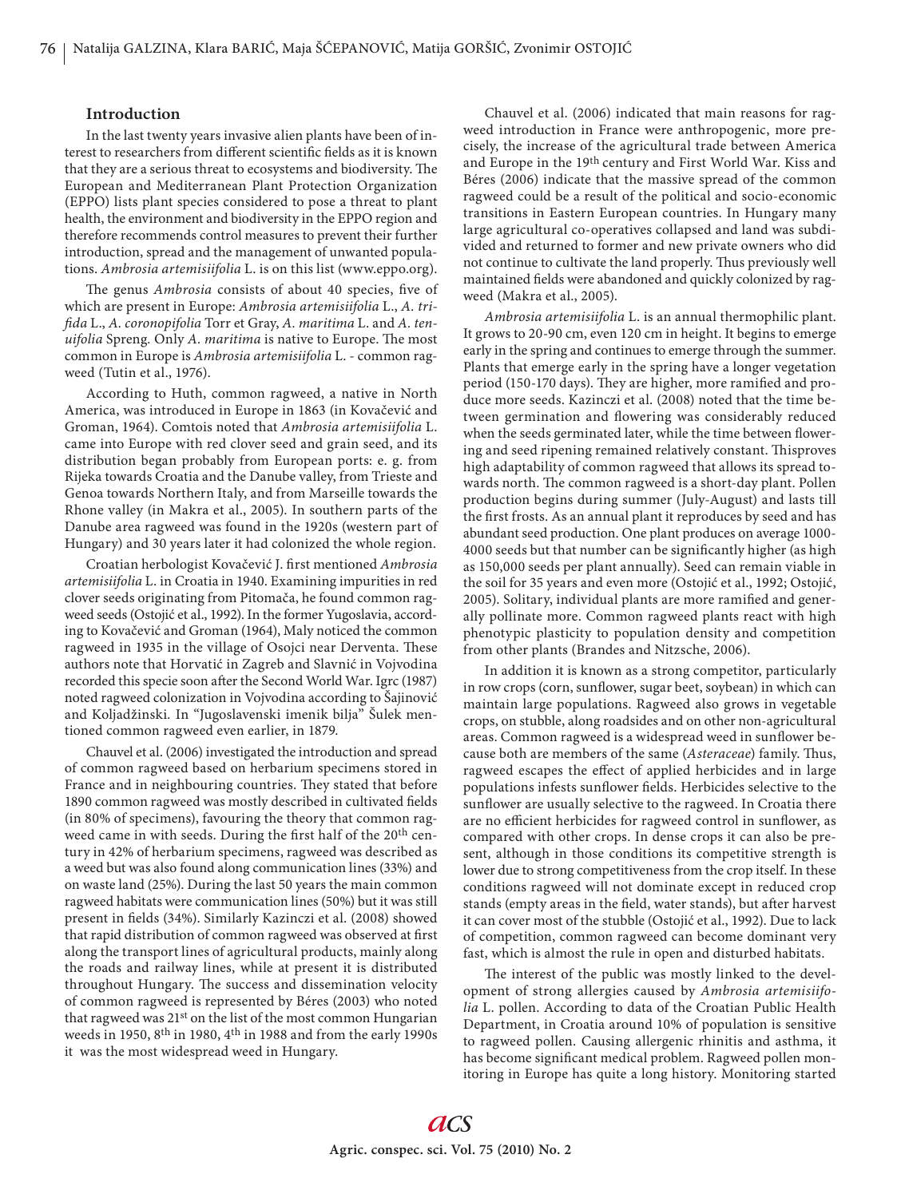## Introduction

In the last twenty years invasive alien plants have been of interest to researchers from different scientific fields as it is known that they are a serious threat to ecosystems and biodiversity. The European and Mediterranean Plant Protection Organization (EPPO) lists plant species considered to pose a threat to plant health, the environment and biodiversity in the EPPO region and therefore recommends control measures to prevent their further introduction, spread and the management of unwanted populations. *Ambrosia artemisiifolia* L. is on this list (www.eppo.org).

The genus *Ambrosia* consists of about 40 species, five of which are present in Europe: *Ambrosia artemisiifolia* L., *A. trifida* L., *A. coronopifolia* Torr et Gray, *A. maritima* L. and *A. tenuifolia* Spreng. Only *A. maritima* is native to Europe. The most common in Europe is *Ambrosia artemisiifolia* L. - common ragweed (Tutin et al., 1976).

According to Huth, common ragweed, a native in North America, was introduced in Europe in 1863 (in Kovačević and Groman, 1964). Comtois noted that *Ambrosia artemisiifolia* L. came into Europe with red clover seed and grain seed, and its distribution began probably from European ports: e. g. from Rijeka towards Croatia and the Danube valley, from Trieste and Genoa towards Northern Italy, and from Marseille towards the Rhone valley (in Makra et al., 2005). In southern parts of the Danube area ragweed was found in the 1920s (western part of Hungary) and 30 years later it had colonized the whole region.

Croatian herbologist Kovačević J. first mentioned *Ambrosia artemisiifolia* L. in Croatia in 1940. Examining impurities in red clover seeds originating from Pitomača, he found common ragweed seeds (Ostojić et al., 1992). In the former Yugoslavia, according to Kovačević and Groman (1964), Maly noticed the common ragweed in 1935 in the village of Osojci near Derventa. These authors note that Horvatić in Zagreb and Slavnić in Vojvodina recorded this specie soon after the Second World War. Igrc (1987) noted ragweed colonization in Vojvodina according to Šajinović and Koljadžinski. In "Jugoslavenski imenik bilja" Šulek mentioned common ragweed even earlier, in 1879.

Chauvel et al. (2006) investigated the introduction and spread of common ragweed based on herbarium specimens stored in France and in neighbouring countries. They stated that before 1890 common ragweed was mostly described in cultivated fields (in 80% of specimens), favouring the theory that common ragweed came in with seeds. During the first half of the 20th century in 42% of herbarium specimens, ragweed was described as a weed but was also found along communication lines (33%) and on waste land (25%). During the last 50 years the main common ragweed habitats were communication lines (50%) but it was still present in fields (34%). Similarly Kazinczi et al. (2008) showed that rapid distribution of common ragweed was observed at first along the transport lines of agricultural products, mainly along the roads and railway lines, while at present it is distributed throughout Hungary. The success and dissemination velocity of common ragweed is represented by Béres (2003) who noted that ragweed was 21st on the list of the most common Hungarian weeds in 1950, 8th in 1980, 4th in 1988 and from the early 1990s it was the most widespread weed in Hungary.

Chauvel et al. (2006) indicated that main reasons for ragweed introduction in France were anthropogenic, more precisely, the increase of the agricultural trade between America and Europe in the 19th century and First World War. Kiss and Béres (2006) indicate that the massive spread of the common ragweed could be a result of the political and socio-economic transitions in Eastern European countries. In Hungary many large agricultural co-operatives collapsed and land was subdivided and returned to former and new private owners who did not continue to cultivate the land properly. Thus previously well maintained fields were abandoned and quickly colonized by ragweed (Makra et al., 2005).

*Ambrosia artemisiifolia* L. is an annual thermophilic plant. It grows to 20-90 cm, even 120 cm in height. It begins to emerge early in the spring and continues to emerge through the summer. Plants that emerge early in the spring have a longer vegetation period (150-170 days). They are higher, more ramified and produce more seeds. Kazinczi et al. (2008) noted that the time between germination and flowering was considerably reduced when the seeds germinated later, while the time between flowering and seed ripening remained relatively constant. Thisproves high adaptability of common ragweed that allows its spread towards north. The common ragweed is a short-day plant. Pollen production begins during summer (July-August) and lasts till the first frosts. As an annual plant it reproduces by seed and has abundant seed production. One plant produces on average 1000-4000 seeds but that number can be significantly higher (as high as 150,000 seeds per plant annually). Seed can remain viable in the soil for 35 years and even more (Ostojić et al., 1992; Ostojić, 2005). Solitary, individual plants are more ramified and generally pollinate more. Common ragweed plants react with high phenotypic plasticity to population density and competition from other plants (Brandes and Nitzsche, 2006).

In addition it is known as a strong competitor, particularly in row crops (corn, sunflower, sugar beet, soybean) in which can maintain large populations. Ragweed also grows in vegetable crops, on stubble, along roadsides and on other non-agricultural areas. Common ragweed is a widespread weed in sunflower because both are members of the same (*Asteraceae*) family. Thus, ragweed escapes the effect of applied herbicides and in large populations infests sunflower fields. Herbicides selective to the sunflower are usually selective to the ragweed. In Croatia there are no efficient herbicides for ragweed control in sunflower, as compared with other crops. In dense crops it can also be present, although in those conditions its competitive strength is lower due to strong competitiveness from the crop itself. In these conditions ragweed will not dominate except in reduced crop stands (empty areas in the field, water stands), but after harvest it can cover most of the stubble (Ostojić et al., 1992). Due to lack of competition, common ragweed can become dominant very fast, which is almost the rule in open and disturbed habitats.

The interest of the public was mostly linked to the development of strong allergies caused by *Ambrosia artemisiifolia* L. pollen. According to data of the Croatian Public Health Department, in Croatia around 10% of population is sensitive to ragweed pollen. Causing allergenic rhinitis and asthma, it has become significant medical problem. Ragweed pollen monitoring in Europe has quite a long history. Monitoring started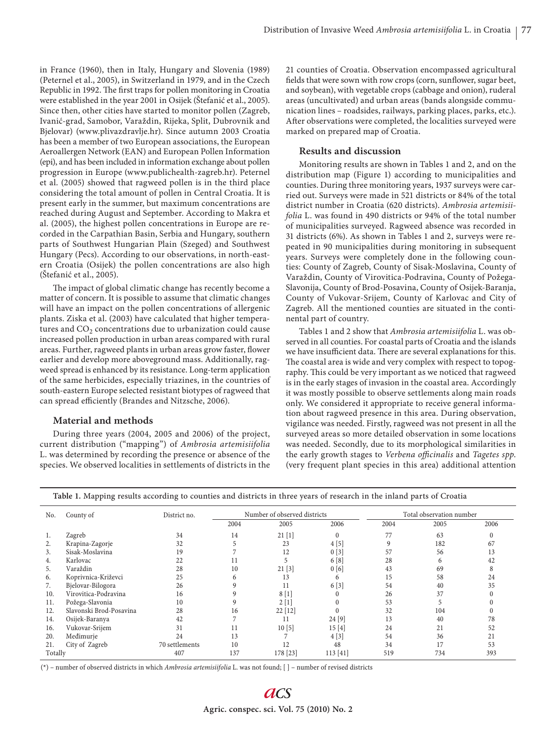in France (1960), then in Italy, Hungary and Slovenia (1989) (Peternel et al., 2005), in Switzerland in 1979, and in the Czech Republic in 1992. The first traps for pollen monitoring in Croatia were established in the year 2001 in Osijek (Štefanić et al., 2005). Since then, other cities have started to monitor pollen (Zagreb, Ivanić-grad, Samobor, Varaždin, Rijeka, Split, Dubrovnik and Bjelovar) (www.plivazdravlje.hr). Since autumn 2003 Croatia has been a member of two European associations, the European Aeroallergen Network (EAN) and European Pollen Information (epi), and has been included in information exchange about pollen progression in Europe (www.publichealth-zagreb.hr). Peternel et al. (2005) showed that ragweed pollen is in the third place considering the total amount of pollen in Central Croatia. It is present early in the summer, but maximum concentrations are reached during August and September. According to Makra et al. (2005), the highest pollen concentrations in Europe are recorded in the Carpathian Basin, Serbia and Hungary, southern parts of Southwest Hungarian Plain (Szeged) and Southwest Hungary (Pecs). According to our observations, in north-eastern Croatia (Osijek) the pollen concentrations are also high (Štefanić et al., 2005).

The impact of global climatic change has recently become a matter of concern. It is possible to assume that climatic changes will have an impact on the pollen concentrations of allergenic plants. Ziska et al. (2003) have calculated that higher temperatures and $CO_2$ concentrations due to urbanization could cause increased pollen production in urban areas compared with rural areas. Further, ragweed plants in urban areas grow faster, flower earlier and develop more aboveground mass. Additionally, ragweed spread is enhanced by its resistance. Long-term application of the same herbicides, especially triazines, in the countries of south-eastern Europe selected resistant biotypes of ragweed that can spread efficiently (Brandes and Nitzsche, 2006).

## Material and methods

During three years (2004, 2005 and 2006) of the project, current distribution ("mapping") of *Ambrosia artemisiifolia* L. was determined by recording the presence or absence of the species. We observed localities in settlements of districts in the 21 counties of Croatia. Observation encompassed agricultural fields that were sown with row crops (corn, sunflower, sugar beet, and soybean), with vegetable crops (cabbage and onion), ruderal areas (uncultivated) and urban areas (bands alongside communication lines – roadsides, railways, parking places, parks, etc.). After observations were completed, the localities surveyed were marked on prepared map of Croatia.

## Results and discussion

Monitoring results are shown in Tables 1 and 2, and on the distribution map (Figure 1) according to municipalities and counties. During three monitoring years, 1937 surveys were carried out. Surveys were made in 521 districts or 84% of the total district number in Croatia (620 districts). *Ambrosia artemisiifolia* L. was found in 490 districts or 94% of the total number of municipalities surveyed. Ragweed absence was recorded in 31 districts (6%). As shown in Tables 1 and 2, surveys were repeated in 90 municipalities during monitoring in subsequent years. Surveys were completely done in the following counties: County of Zagreb, County of Sisak-Moslavina, County of Varaždin, County of Virovitica-Podravina, County of Požega-Slavonija, County of Brod-Posavina, County of Osijek-Baranja, County of Vukovar-Srijem, County of Karlovac and City of Zagreb. All the mentioned counties are situated in the continental part of country.

Tables 1 and 2 show that *Ambrosia artemisiifolia* L. was observed in all counties. For coastal parts of Croatia and the islands we have insufficient data. There are several explanations for this. The coastal area is wide and very complex with respect to topography. This could be very important as we noticed that ragweed is in the early stages of invasion in the coastal area. Accordingly it was mostly possible to observe settlements along main roads only. We considered it appropriate to receive general information about ragweed presence in this area. During observation, vigilance was needed. Firstly, ragweed was not present in all the surveyed areas so more detailed observation in some locations was needed. Secondly, due to its morphological similarities in the early growth stages to *Verbena officinalis* and *Tagetes spp.* (very frequent plant species in this area) additional attention

**Table 1.** Mapping results according to counties and districts in three years of research in the inland parts of Croatia

| No. | County of | District no. | Number of observed districts | | | Total observation number | | |
|---|---|---|---|---|---|---|---|---|
| | | | 2004 | 2005 | 2006 | 2004 | 2005 | 2006 |
| 1. | Zagreb | 34 | 14 | 21 [1] | 0 | 77 | 63 | 0 |
| 2. | Krapina-Zagorje | 32 | 5 | 23 | 4 [5] | 9 | 182 | 67 |
| 3. | Sisak-Moslavina | 19 | 7 | 12 | 0 [3] | 57 | 56 | 13 |
| 4. | Karlovac | 22 | 11 | 5 | 6 [8] | 28 | 6 | 42 |
| 5. | Varaždin | 28 | 10 | 21 [3] | 0 [6] | 43 | 69 | 8 |
| 6. | Koprivnica-Križevci | 25 | 6 | 13 | 6 | 15 | 58 | 24 |
| 7. | Bjelovar-Bilogora | 26 | 9 | 11 | 6 [3] | 54 | 40 | 35 |
| 10. | Virovitica-Podravina | 16 | 9 | 8 [1] | 0 | 26 | 37 | 0 |
| 11. | Požega-Slavonia | 10 | 9 | 2 [1] | 0 | 53 | 5 | 0 |
| 12. | Slavonski Brod-Posavina | 28 | 16 | 22 [12] | 0 | 32 | 104 | 0 |
| 14. | Osijek-Baranya | 42 | 7 | 11 | 24 [9] | 13 | 40 | 78 |
| 16. | Vukovar-Srijem | 31 | 11 | 10 [5] | 15 [4] | 24 | 21 | 52 |
| 20. | Međimurje | 24 | 13 | 7 | 4 [3] | 54 | 36 | 21 |
| 21. | City of Zagreb | 70 settlements | 10 | 12 | 48 | 34 | 17 | 53 |
| Totally | | 407 | 137 | 178 [23] | 113 [41] | 519 | 734 | 393 |

(*) – number of observed districts in which *Ambrosia artemisiifolia* L. was not found; [ ] – number of revised districts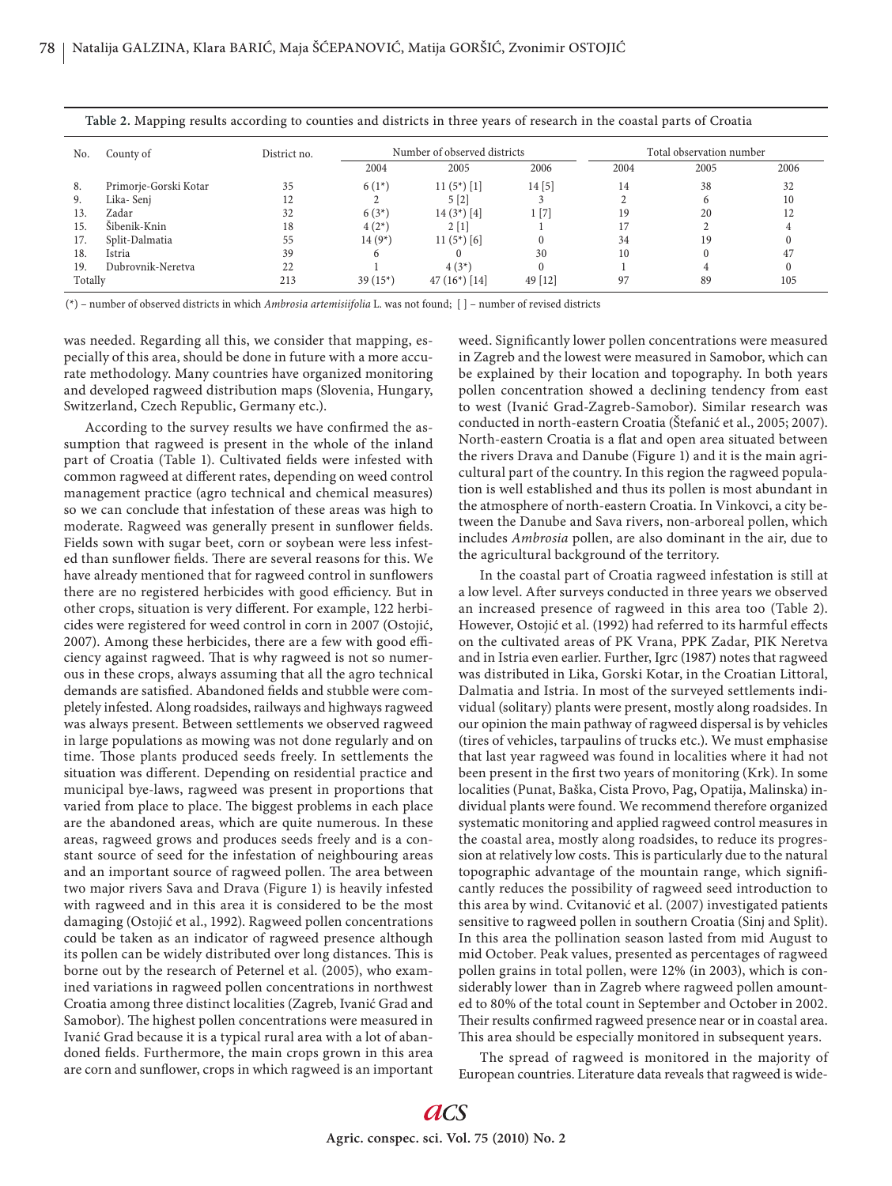Table 2. Mapping results according to counties and districts in three years of research in the coastal parts of Croatia

| No. | County of | District no. | Number of observed districts | | | Total observation number | | |
|---|---|---|---|---|---|---|---|---|
| | | | 2004 | 2005 | 2006 | 2004 | 2005 | 2006 |
| 8. | Primorje-Gorski Kotar | 35 | 6 (1*) | 11 (5*) [1] | 14 [5] | 14 | 38 | 32 |
| 9. | Lika- Senj | 12 | 2 | 5 [2] | 3 | 2 | 6 | 10 |
| 13. | Zadar | 32 | 6 (3*) | 14 (3*) [4] | 1 [7] | 19 | 20 | 12 |
| 15. | Šibenik-Knin | 18 | 4 (2*) | 2 [1] | 1 | 17 | 2 | 4 |
| 17. | Split-Dalmatia | 55 | 14 (9*) | 11 (5*) [6] | 0 | 34 | 19 | 0 |
| 18. | Istria | 39 | 6 | 0 | 30 | 10 | 0 | 47 |
| 19. | Dubrovnik-Neretva | 22 | 1 | 4 (3*) | 0 | 1 | 4 | 0 |
| Totally | | 213 | 39 (15*) | 47 (16*) [14] | 49 [12] | 97 | 89 | 105 |

(*) – number of observed districts in which *Ambrosia artemisiifolia* L. was not found; [ ] – number of revised districts

was needed. Regarding all this, we consider that mapping, especially of this area, should be done in future with a more accurate methodology. Many countries have organized monitoring and developed ragweed distribution maps (Slovenia, Hungary, Switzerland, Czech Republic, Germany etc.).

According to the survey results we have confirmed the assumption that ragweed is present in the whole of the inland part of Croatia (Table 1). Cultivated fields were infested with common ragweed at different rates, depending on weed control management practice (agro technical and chemical measures) so we can conclude that infestation of these areas was high to moderate. Ragweed was generally present in sunflower fields. Fields sown with sugar beet, corn or soybean were less infested than sunflower fields. There are several reasons for this. We have already mentioned that for ragweed control in sunflowers there are no registered herbicides with good efficiency. But in other crops, situation is very different. For example, 122 herbicides were registered for weed control in corn in 2007 (Ostojić, 2007). Among these herbicides, there are a few with good efficiency against ragweed. That is why ragweed is not so numerous in these crops, always assuming that all the agro technical demands are satisfied. Abandoned fields and stubble were completely infested. Along roadsides, railways and highways ragweed was always present. Between settlements we observed ragweed in large populations as mowing was not done regularly and on time. Those plants produced seeds freely. In settlements the situation was different. Depending on residential practice and municipal bye-laws, ragweed was present in proportions that varied from place to place. The biggest problems in each place are the abandoned areas, which are quite numerous. In these areas, ragweed grows and produces seeds freely and is a constant source of seed for the infestation of neighbouring areas and an important source of ragweed pollen. The area between two major rivers Sava and Drava (Figure 1) is heavily infested with ragweed and in this area it is considered to be the most damaging (Ostojić et al., 1992). Ragweed pollen concentrations could be taken as an indicator of ragweed presence although its pollen can be widely distributed over long distances. This is borne out by the research of Peternel et al. (2005), who examined variations in ragweed pollen concentrations in northwest Croatia among three distinct localities (Zagreb, Ivanić Grad and Samobor). The highest pollen concentrations were measured in Ivanić Grad because it is a typical rural area with a lot of abandoned fields. Furthermore, the main crops grown in this area are corn and sunflower, crops in which ragweed is an important weed. Significantly lower pollen concentrations were measured in Zagreb and the lowest were measured in Samobor, which can be explained by their location and topography. In both years pollen concentration showed a declining tendency from east to west (Ivanić Grad-Zagreb-Samobor). Similar research was conducted in north-eastern Croatia (Štefanić et al., 2005; 2007). North-eastern Croatia is a flat and open area situated between the rivers Drava and Danube (Figure 1) and it is the main agricultural part of the country. In this region the ragweed population is well established and thus its pollen is most abundant in the atmosphere of north-eastern Croatia. In Vinkovci, a city between the Danube and Sava rivers, non-arboreal pollen, which includes *Ambrosia* pollen, are also dominant in the air, due to the agricultural background of the territory.

In the coastal part of Croatia ragweed infestation is still at a low level. After surveys conducted in three years we observed an increased presence of ragweed in this area too (Table 2). However, Ostojić et al. (1992) had referred to its harmful effects on the cultivated areas of PK Vrana, PPK Zadar, PIK Neretva and in Istria even earlier. Further, Igrc (1987) notes that ragweed was distributed in Lika, Gorski Kotar, in the Croatian Littoral, Dalmatia and Istria. In most of the surveyed settlements individual (solitary) plants were present, mostly along roadsides. In our opinion the main pathway of ragweed dispersal is by vehicles (tires of vehicles, tarpaulins of trucks etc.). We must emphasise that last year ragweed was found in localities where it had not been present in the first two years of monitoring (Krk). In some localities (Punat, Baška, Cista Provo, Pag, Opatija, Malinska) individual plants were found. We recommend therefore organized systematic monitoring and applied ragweed control measures in the coastal area, mostly along roadsides, to reduce its progression at relatively low costs. This is particularly due to the natural topographic advantage of the mountain range, which significantly reduces the possibility of ragweed seed introduction to this area by wind. Cvitanović et al. (2007) investigated patients sensitive to ragweed pollen in southern Croatia (Sinj and Split). In this area the pollination season lasted from mid August to mid October. Peak values, presented as percentages of ragweed pollen grains in total pollen, were 12% (in 2003), which is considerably lower than in Zagreb where ragweed pollen amounted to 80% of the total count in September and October in 2002. Their results confirmed ragweed presence near or in coastal area. This area should be especially monitored in subsequent years.

The spread of ragweed is monitored in the majority of European countries. Literature data reveals that ragweed is wide-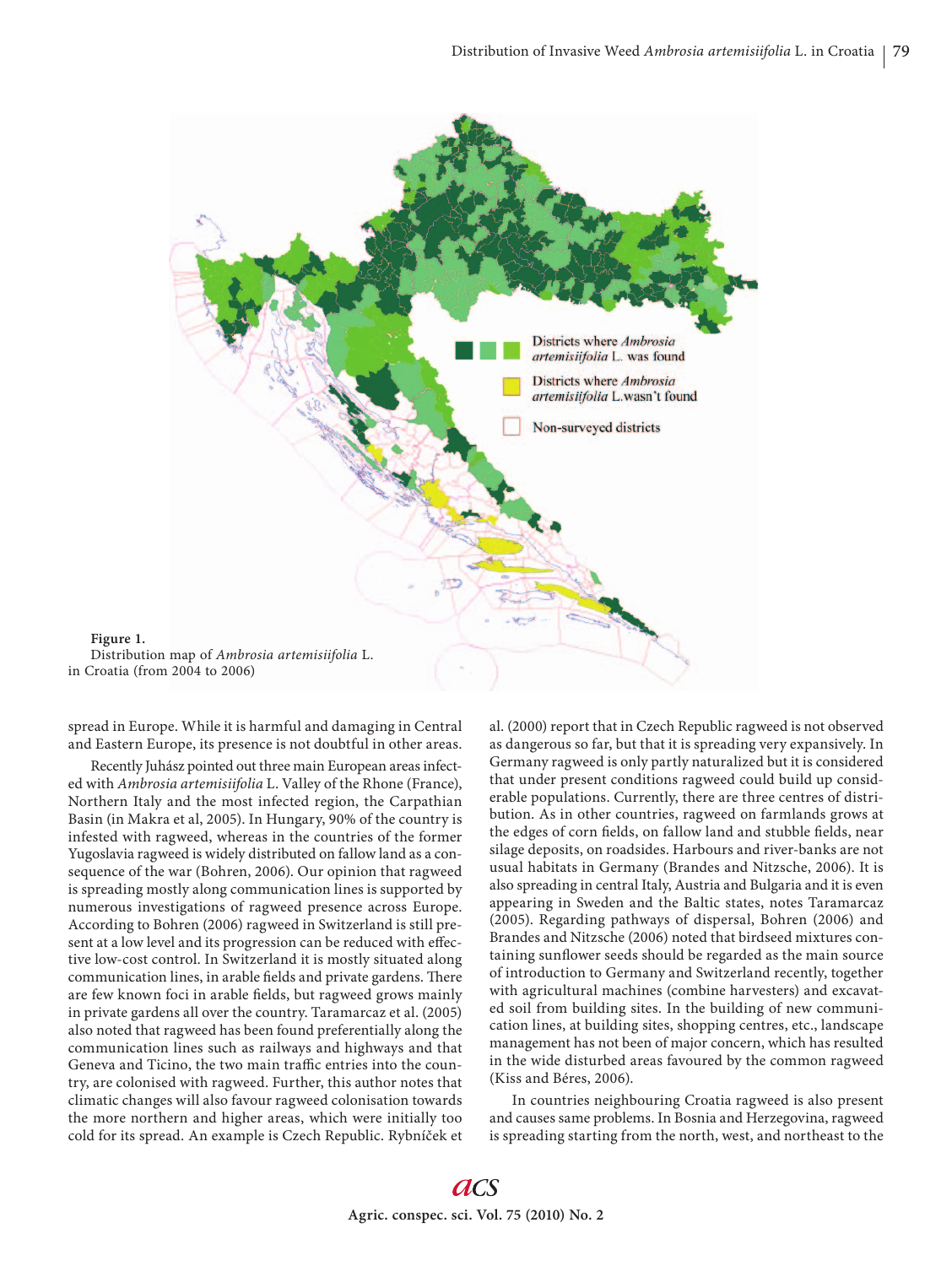Figure 1.
Distribution map of *Ambrosia artemisiifolia* L. in Croatia (from 2004 to 2006)

spread in Europe. While it is harmful and damaging in Central and Eastern Europe, its presence is not doubtful in other areas.

Recently Juhász pointed out three main European areas infected with *Ambrosia artemisiifolia* L. Valley of the Rhone (France), Northern Italy and the most infected region, the Carpathian Basin (in Makra et al, 2005). In Hungary, 90% of the country is infested with ragweed, whereas in the countries of the former Yugoslavia ragweed is widely distributed on fallow land as a consequence of the war (Bohren, 2006). Our opinion that ragweed is spreading mostly along communication lines is supported by numerous investigations of ragweed presence across Europe. According to Bohren (2006) ragweed in Switzerland is still present at a low level and its progression can be reduced with effective low-cost control. In Switzerland it is mostly situated along communication lines, in arable fields and private gardens. There are few known foci in arable fields, but ragweed grows mainly in private gardens all over the country. Taramarcaz et al. (2005) also noted that ragweed has been found preferentially along the communication lines such as railways and highways and that Geneva and Ticino, the two main traffic entries into the country, are colonised with ragweed. Further, this author notes that climatic changes will also favour ragweed colonisation towards the more northern and higher areas, which were initially too cold for its spread. An example is Czech Republic. Rybníček et al. (2000) report that in Czech Republic ragweed is not observed as dangerous so far, but that it is spreading very expansively. In Germany ragweed is only partly naturalized but it is considered that under present conditions ragweed could build up considerable populations. Currently, there are three centres of distribution. As in other countries, ragweed on farmlands grows at the edges of corn fields, on fallow land and stubble fields, near silage deposits, on roadsides. Harbours and river-banks are not usual habitats in Germany (Brandes and Nitzsche, 2006). It is also spreading in central Italy, Austria and Bulgaria and it is even appearing in Sweden and the Baltic states, notes Taramarcaz (2005). Regarding pathways of dispersal, Bohren (2006) and Brandes and Nitzsche (2006) noted that birdseed mixtures containing sunflower seeds should be regarded as the main source of introduction to Germany and Switzerland recently, together with agricultural machines (combine harvesters) and excavated soil from building sites. In the building of new communication lines, at building sites, shopping centres, etc., landscape management has not been of major concern, which has resulted in the wide disturbed areas favoured by the common ragweed (Kiss and Béres, 2006).

In countries neighbouring Croatia ragweed is also present and causes same problems. In Bosnia and Herzegovina, ragweed is spreading starting from the north, west, and northeast to the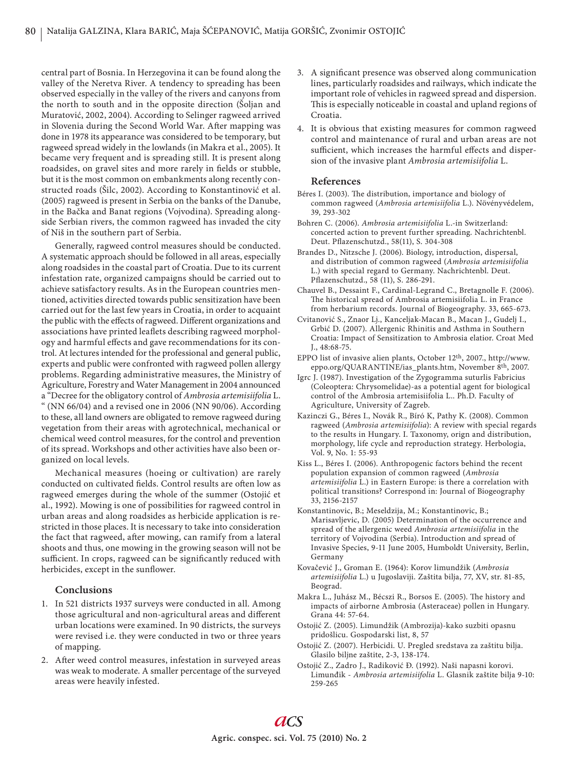central part of Bosnia. In Herzegovina it can be found along the valley of the Neretva River. A tendency to spreading has been observed especially in the valley of the rivers and canyons from the north to south and in the opposite direction (Šoljan and Muratović, 2002, 2004). According to Selinger ragweed arrived in Slovenia during the Second World War. After mapping was done in 1978 its appearance was considered to be temporary, but ragweed spread widely in the lowlands (in Makra et al., 2005). It became very frequent and is spreading still. It is present along roadsides, on gravel sites and more rarely in fields or stubble, but it is the most common on embankments along recently constructed roads (Šilc, 2002). According to Konstantinović et al. (2005) ragweed is present in Serbia on the banks of the Danube, in the Bačka and Banat regions (Vojvodina). Spreading alongside Serbian rivers, the common ragweed has invaded the city of Niš in the southern part of Serbia.

Generally, ragweed control measures should be conducted. A systematic approach should be followed in all areas, especially along roadsides in the coastal part of Croatia. Due to its current infestation rate, organized campaigns should be carried out to achieve satisfactory results. As in the European countries mentioned, activities directed towards public sensitization have been carried out for the last few years in Croatia, in order to acquaint the public with the effects of ragweed. Different organizations and associations have printed leaflets describing ragweed morphology and harmful effects and gave recommendations for its control. At lectures intended for the professional and general public, experts and public were confronted with ragweed pollen allergy problems. Regarding administrative measures, the Ministry of Agriculture, Forestry and Water Management in 2004 announced a "Decree for the obligatory control of *Ambrosia artemisiifolia* L. " (NN 66/04) and a revised one in 2006 (NN 90/06). According to these, all land owners are obligated to remove ragweed during vegetation from their areas with agrotechnical, mechanical or chemical weed control measures, for the control and prevention of its spread. Workshops and other activities have also been organized on local levels.

Mechanical measures (hoeing or cultivation) are rarely conducted on cultivated fields. Control results are often low as ragweed emerges during the whole of the summer (Ostojić et al., 1992). Mowing is one of possibilities for ragweed control in urban areas and along roadsides as herbicide application is restricted in those places. It is necessary to take into consideration the fact that ragweed, after mowing, can ramify from a lateral shoots and thus, one mowing in the growing season will not be sufficient. In crops, ragweed can be significantly reduced with herbicides, except in the sunflower.

## Conclusions

1. In 521 districts 1937 surveys were conducted in all. Among those agricultural and non-agricultural areas and different urban locations were examined. In 90 districts, the surveys were revised i.e. they were conducted in two or three years of mapping.
2. After weed control measures, infestation in surveyed areas was weak to moderate. A smaller percentage of the surveyed areas were heavily infested.
3. A significant presence was observed along communication lines, particularly roadsides and railways, which indicate the important role of vehicles in ragweed spread and dispersion. This is especially noticeable in coastal and upland regions of Croatia.
4. It is obvious that existing measures for common ragweed control and maintenance of rural and urban areas are not sufficient, which increases the harmful effects and dispersion of the invasive plant *Ambrosia artemisiifolia* L.

## References

Béres I. (2003). The distribution, importance and biology of common ragweed (*Ambrosia artemisiifolia* L.). Növényvédelem, 39, 293-302

Bohren C. (2006). *Ambrosia artemisiifolia* L.-in Switzerland: concerted action to prevent further spreading. Nachrichtenbl. Deut. Pflazenschutzd., 58(11), S. 304-308

Brandes D., Nitzsche J. (2006). Biology, introduction, dispersal, and distribution of common ragweed (*Ambrosia artemisiifolia* L.) with special regard to Germany. Nachrichtenbl. Deut. Pflazenschutzd., 58 (11), S. 286-291.

Chauvel B., Dessaint F., Cardinal-Legrand C., Bretagnolle F. (2006). The historical spread of Ambrosia artemisiifolia L. in France from herbarium records. Journal of Biogeography. 33, 665-673.

Cvitanović S., Znaor Lj., Kanceljak-Macan B., Macan J., Gudelj I., Grbić D. (2007). Allergenic Rhinitis and Asthma in Southern Croatia: Impact of Sensitization to Ambrosia elatior. Croat Med J., 48:68-75.

EPPO list of invasive alien plants, October 12th, 2007., http://www.eppo.org/QUARANTINE/ias_plants.htm, November 8th, 2007.

Igrc J. (1987). Investigation of the Zygogramma suturlis Fabricius (Coleoptera: Chrysomelidae)-as a potential agent for biological control of the Ambrosia artemisiifolia L.. Ph.D. Faculty of Agriculture, University of Zagreb.

Kazinczi G., Béres I., Novák R., Bíró K, Pathy K. (2008). Common ragweed (*Ambrosia artemisiifolia*): A review with special regards to the results in Hungary. I. Taxonomy, orign and distribution, morphology, life cycle and reproduction strategy. Herbologia, Vol. 9, No. 1: 55-93

Kiss L., Béres I. (2006). Anthropogenic factors behind the recent population expansion of common ragweed (*Ambrosia artemisiifolia* L.) in Eastern Europe: is there a correlation with political transitions? Correspond in: Journal of Biogeography 33, 2156-2157

Konstantinovic, B.; Meseldzija, M.; Konstantinovic, B.; Marisavljevic, D. (2005) Determination of the occurrence and spread of the allergenic weed *Ambrosia artemisiifolia* in the territory of Vojvodina (Serbia). Introduction and spread of Invasive Species, 9-11 June 2005, Humboldt University, Berlin, Germany

Kovačević J., Groman E. (1964): Korov limundžik (*Ambrosia artemisiifolia* L.) u Jugoslaviji. Zaštita bilja, 77, XV, str. 81-85, Beograd.

Makra L., Juhász M., Bécszi R., Borsos E. (2005). The history and impacts of airborne Ambrosia (Asteraceae) pollen in Hungary. Grana 44: 57-64.

Ostojić Z. (2005). Limundžik (Ambrozija)-kako suzbiti opasnu pridošlicu. Gospodarski list, 8, 57

Ostojić Z. (2007). Herbicidi. U. Pregled sredstava za zaštitu bilja. Glasilo biljne zaštite, 2-3, 138-174.

Ostojić Z., Zadro J., Radiković Đ. (1992). Naši napasni korovi. Limunđik - *Ambrosia artemisiifolia* L. Glasnik zaštite bilja 9-10: 259-265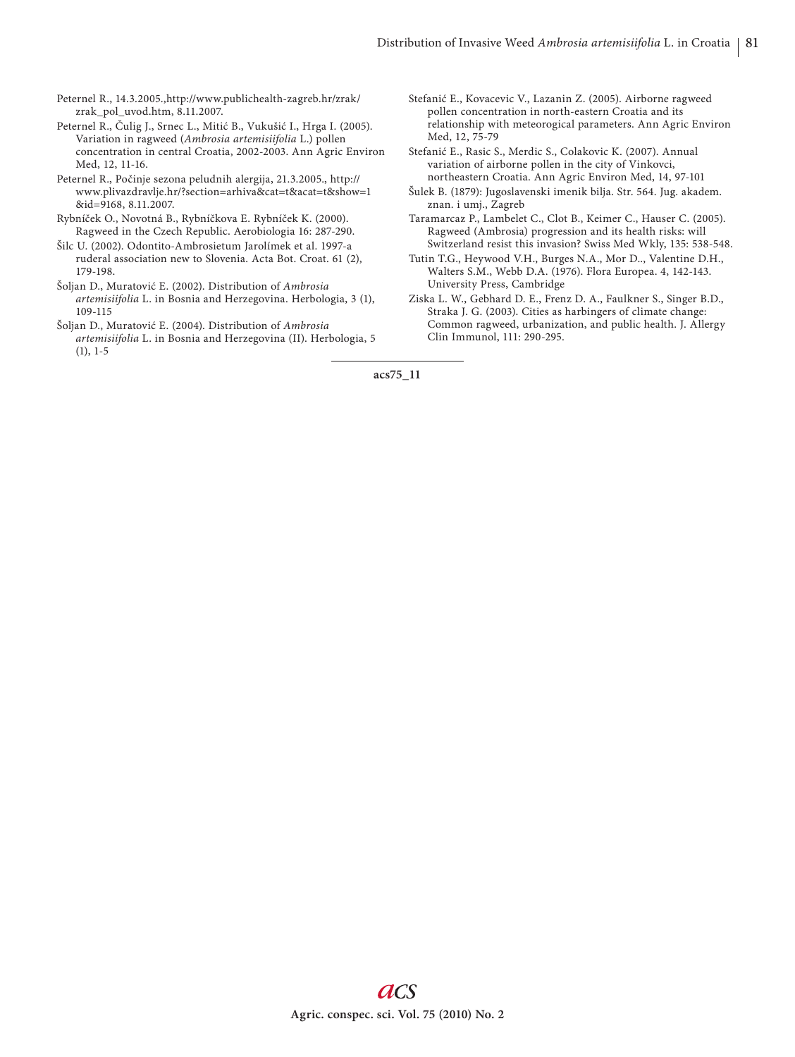Peternel R., 14.3.2005.,http://www.publichealth-zagreb.hr/zrak/zrak_pol_uvod.htm, 8.11.2007.

Peternel R., Čulig J., Srnec L., Mitić B., Vukušić I., Hrga I. (2005). Variation in ragweed (*Ambrosia artemisiifolia* L.) pollen concentration in central Croatia, 2002-2003. Ann Agric Environ Med, 12, 11-16.

Peternel R., Počinje sezona peludnih alergija, 21.3.2005., http://www.plivazdravlje.hr/?section=arhiva&cat=t&acat=t&show=1&id=9168, 8.11.2007.

Rybníček O., Novotná B., Rybníčkova E. Rybníček K. (2000). Ragweed in the Czech Republic. Aerobiologia 16: 287-290.

Šilc U. (2002). Odontito-Ambrosietum Jarolímek et al. 1997-a ruderal association new to Slovenia. Acta Bot. Croat. 61 (2), 179-198.

Šoljan D., Muratović E. (2002). Distribution of *Ambrosia artemisiifolia* L. in Bosnia and Herzegovina. Herbologia, 3 (1), 109-115

Šoljan D., Muratović E. (2004). Distribution of *Ambrosia artemisiifolia* L. in Bosnia and Herzegovina (II). Herbologia, 5 (1), 1-5

Stefanić E., Kovacevic V., Lazanin Z. (2005). Airborne ragweed pollen concentration in north-eastern Croatia and its relationship with meteorogical parameters. Ann Agric Environ Med, 12, 75-79

Stefanić E., Rasic S., Merdic S., Colakovic K. (2007). Annual variation of airborne pollen in the city of Vinkovci, northeastern Croatia. Ann Agric Environ Med, 14, 97-101

Šulek B. (1879): Jugoslavenski imenik bilja. Str. 564. Jug. akadem. znan. i umj., Zagreb

Taramarcaz P., Lambelet C., Clot B., Keimer C., Hauser C. (2005). Ragweed (Ambrosia) progression and its health risks: will Switzerland resist this invasion? Swiss Med Wkly, 135: 538-548.

Tutin T.G., Heywood V.H., Burges N.A., Mor D.., Valentine D.H., Walters S.M., Webb D.A. (1976). Flora Europea. 4, 142-143. University Press, Cambridge

Ziska L. W., Gebhard D. E., Frenz D. A., Faulkner S., Singer B.D., Straka J. G. (2003). Cities as harbingers of climate change: Common ragweed, urbanization, and public health. J. Allergy Clin Immunol, 111: 290-295.

---

**acs75_11**